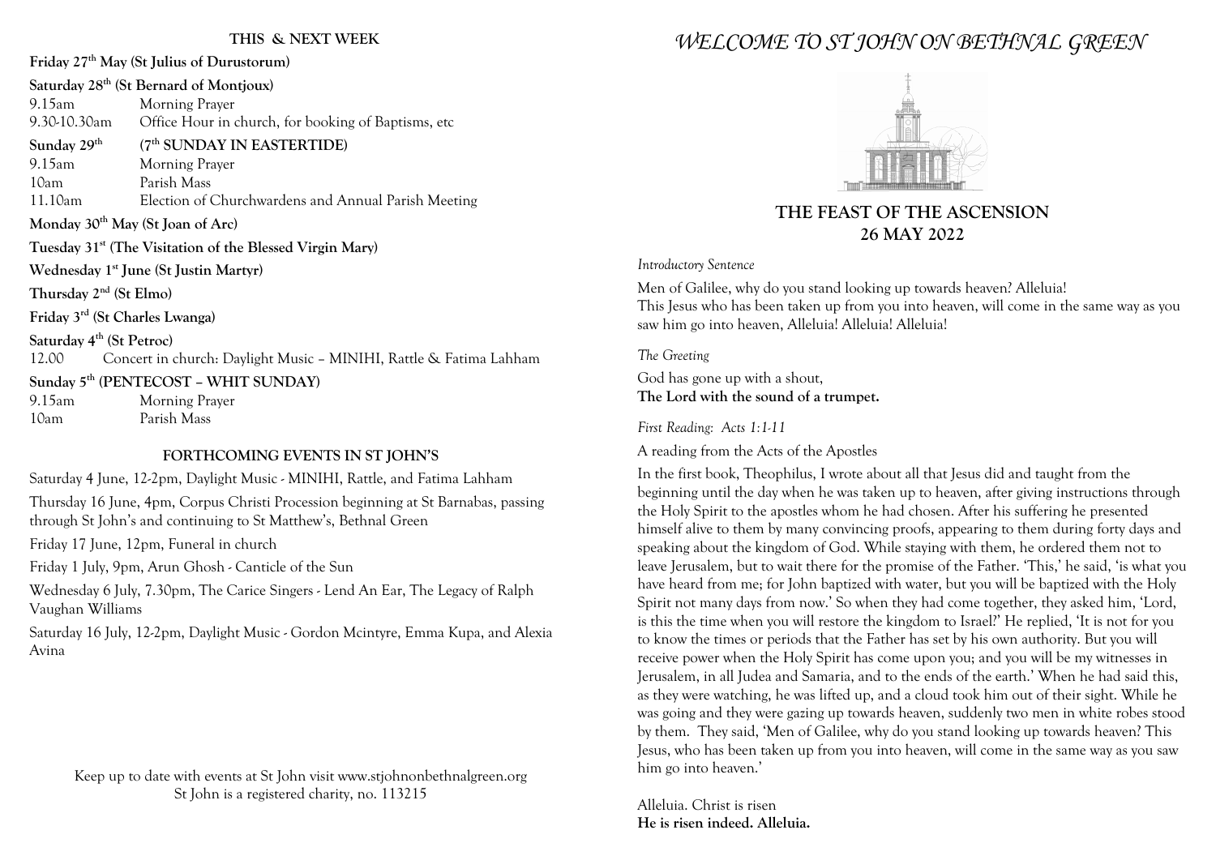## THIS & NEXT WEEK

**Friday 27th May (St Julius of Durustorum)**

**Saturday 28th (St Bernard of Montjoux)**

9.15am Morning Prayer
9.30-10.30am Office Hour in church, for booking of Baptisms, etc

**Sunday 29th (7th SUNDAY IN EASTERTIDE)**

9.15am Morning Prayer
10am Parish Mass
11.10am Election of Churchwardens and Annual Parish Meeting

**Monday 30th May (St Joan of Arc)**

**Tuesday 31st (The Visitation of the Blessed Virgin Mary)**

**Wednesday 1st June (St Justin Martyr)**

**Thursday 2nd (St Elmo)**

**Friday 3rd (St Charles Lwanga)**

**Saturday 4th (St Petroc)**

12.00 Concert in church: Daylight Music – MINIHI, Rattle & Fatima Lahham

**Sunday 5th (PENTECOST – WHIT SUNDAY)**

9.15am Morning Prayer
10am Parish Mass

## FORTHCOMING EVENTS IN ST JOHN'S

Saturday 4 June, 12-2pm, Daylight Music - MINIHI, Rattle, and Fatima Lahham

Thursday 16 June, 4pm, Corpus Christi Procession beginning at St Barnabas, passing through St John's and continuing to St Matthew's, Bethnal Green

Friday 17 June, 12pm, Funeral in church

Friday 1 July, 9pm, Arun Ghosh - Canticle of the Sun

Wednesday 6 July, 7.30pm, The Carice Singers - Lend An Ear, The Legacy of Ralph Vaughan Williams

Saturday 16 July, 12-2pm, Daylight Music - Gordon Mcintyre, Emma Kupa, and Alexia Avina

Keep up to date with events at St John visit www.stjohnonbethnalgreen.org
St John is a registered charity, no. 113215

# *WELCOME TO ST JOHN ON BETHNAL GREEN*

## THE FEAST OF THE ASCENSION
## 26 MAY 2022

*Introductory Sentence*

Men of Galilee, why do you stand looking up towards heaven? Alleluia!
This Jesus who has been taken up from you into heaven, will come in the same way as you saw him go into heaven, Alleluia! Alleluia! Alleluia!

*The Greeting*

God has gone up with a shout,
**The Lord with the sound of a trumpet.**

*First Reading: Acts 1:1-11*

A reading from the Acts of the Apostles

In the first book, Theophilus, I wrote about all that Jesus did and taught from the beginning until the day when he was taken up to heaven, after giving instructions through the Holy Spirit to the apostles whom he had chosen. After his suffering he presented himself alive to them by many convincing proofs, appearing to them during forty days and speaking about the kingdom of God. While staying with them, he ordered them not to leave Jerusalem, but to wait there for the promise of the Father. 'This,' he said, 'is what you have heard from me; for John baptized with water, but you will be baptized with the Holy Spirit not many days from now.' So when they had come together, they asked him, 'Lord, is this the time when you will restore the kingdom to Israel?' He replied, 'It is not for you to know the times or periods that the Father has set by his own authority. But you will receive power when the Holy Spirit has come upon you; and you will be my witnesses in Jerusalem, in all Judea and Samaria, and to the ends of the earth.' When he had said this, as they were watching, he was lifted up, and a cloud took him out of their sight. While he was going and they were gazing up towards heaven, suddenly two men in white robes stood by them. They said, 'Men of Galilee, why do you stand looking up towards heaven? This Jesus, who has been taken up from you into heaven, will come in the same way as you saw him go into heaven.'

Alleluia. Christ is risen
**He is risen indeed. Alleluia.**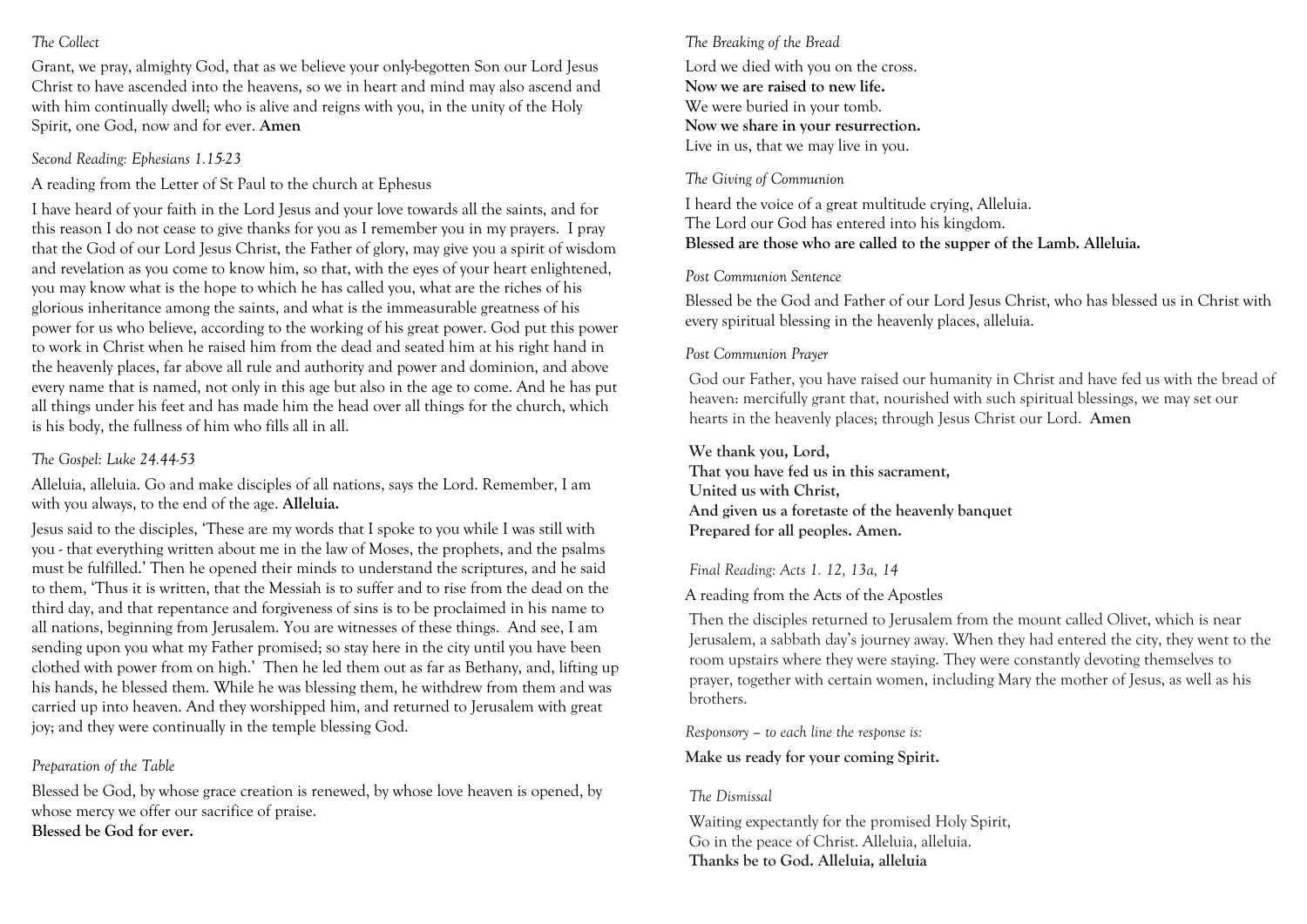*The Collect*

Grant, we pray, almighty God, that as we believe your only-begotten Son our Lord Jesus Christ to have ascended into the heavens, so we in heart and mind may also ascend and with him continually dwell; who is alive and reigns with you, in the unity of the Holy Spirit, one God, now and for ever. **Amen**

*Second Reading: Ephesians 1.15-23*

A reading from the Letter of St Paul to the church at Ephesus

I have heard of your faith in the Lord Jesus and your love towards all the saints, and for this reason I do not cease to give thanks for you as I remember you in my prayers. I pray that the God of our Lord Jesus Christ, the Father of glory, may give you a spirit of wisdom and revelation as you come to know him, so that, with the eyes of your heart enlightened, you may know what is the hope to which he has called you, what are the riches of his glorious inheritance among the saints, and what is the immeasurable greatness of his power for us who believe, according to the working of his great power. God put this power to work in Christ when he raised him from the dead and seated him at his right hand in the heavenly places, far above all rule and authority and power and dominion, and above every name that is named, not only in this age but also in the age to come. And he has put all things under his feet and has made him the head over all things for the church, which is his body, the fullness of him who fills all in all.

*The Gospel: Luke 24.44-53*

Alleluia, alleluia. Go and make disciples of all nations, says the Lord. Remember, I am with you always, to the end of the age. **Alleluia.**

Jesus said to the disciples, 'These are my words that I spoke to you while I was still with you - that everything written about me in the law of Moses, the prophets, and the psalms must be fulfilled.' Then he opened their minds to understand the scriptures, and he said to them, 'Thus it is written, that the Messiah is to suffer and to rise from the dead on the third day, and that repentance and forgiveness of sins is to be proclaimed in his name to all nations, beginning from Jerusalem. You are witnesses of these things. And see, I am sending upon you what my Father promised; so stay here in the city until you have been clothed with power from on high.' Then he led them out as far as Bethany, and, lifting up his hands, he blessed them. While he was blessing them, he withdrew from them and was carried up into heaven. And they worshipped him, and returned to Jerusalem with great joy; and they were continually in the temple blessing God.

*Preparation of the Table*

Blessed be God, by whose grace creation is renewed, by whose love heaven is opened, by whose mercy we offer our sacrifice of praise.
**Blessed be God for ever.**

*The Breaking of the Bread*

Lord we died with you on the cross.
**Now we are raised to new life.**
We were buried in your tomb.
**Now we share in your resurrection.**
Live in us, that we may live in you.

*The Giving of Communion*

I heard the voice of a great multitude crying, Alleluia.
The Lord our God has entered into his kingdom.
**Blessed are those who are called to the supper of the Lamb. Alleluia.**

*Post Communion Sentence*

Blessed be the God and Father of our Lord Jesus Christ, who has blessed us in Christ with every spiritual blessing in the heavenly places, alleluia.

*Post Communion Prayer*

God our Father, you have raised our humanity in Christ and have fed us with the bread of heaven: mercifully grant that, nourished with such spiritual blessings, we may set our hearts in the heavenly places; through Jesus Christ our Lord. **Amen**

**We thank you, Lord,**
**That you have fed us in this sacrament,**
**United us with Christ,**
**And given us a foretaste of the heavenly banquet**
**Prepared for all peoples. Amen.**

*Final Reading: Acts 1. 12, 13a, 14*

A reading from the Acts of the Apostles

Then the disciples returned to Jerusalem from the mount called Olivet, which is near Jerusalem, a sabbath day's journey away. When they had entered the city, they went to the room upstairs where they were staying. They were constantly devoting themselves to prayer, together with certain women, including Mary the mother of Jesus, as well as his brothers.

*Responsory – to each line the response is:*

**Make us ready for your coming Spirit.**

*The Dismissal*

Waiting expectantly for the promised Holy Spirit,
Go in the peace of Christ. Alleluia, alleluia.
**Thanks be to God. Alleluia, alleluia**